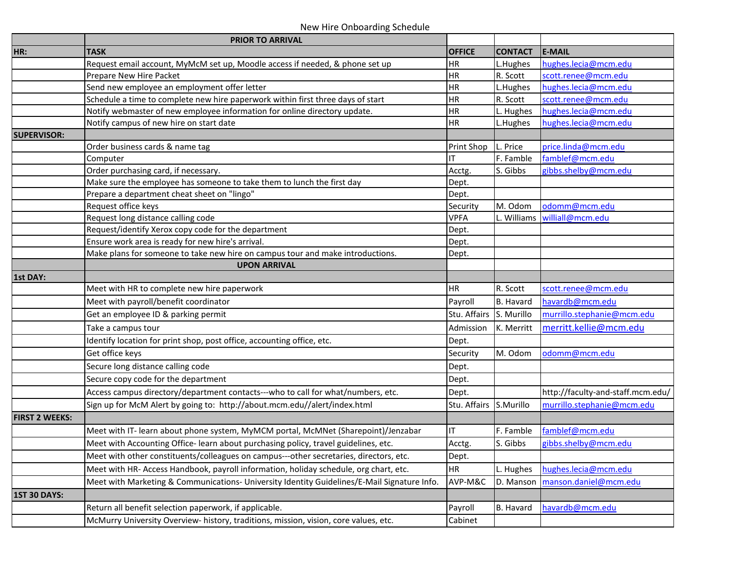# New Hire Onboarding Schedule

| | PRIOR TO ARRIVAL | | | |
|---|---|---|---|---|
| **HR:** | **TASK** | **OFFICE** | **CONTACT** | **E-MAIL** |
| | Request email account, MyMcM set up, Moodle access if needed, & phone set up | HR | L.Hughes | hughes.lecia@mcm.edu |
| | Prepare New Hire Packet | HR | R. Scott | scott.renee@mcm.edu |
| | Send new employee an employment offer letter | HR | L.Hughes | hughes.lecia@mcm.edu |
| | Schedule a time to complete new hire paperwork within first three days of start | HR | R. Scott | scott.renee@mcm.edu |
| | Notify webmaster of new employee information for online directory update. | HR | L. Hughes | hughes.lecia@mcm.edu |
| | Notify campus of new hire on start date | HR | L.Hughes | hughes.lecia@mcm.edu |
| **SUPERVISOR:** | | | | |
| | Order business cards & name tag | Print Shop | L. Price | price.linda@mcm.edu |
| | Computer | IT | F. Famble | famblef@mcm.edu |
| | Order purchasing card, if necessary. | Acctg. | S. Gibbs | gibbs.shelby@mcm.edu |
| | Make sure the employee has someone to take them to lunch the first day | Dept. | | |
| | Prepare a department cheat sheet on "lingo" | Dept. | | |
| | Request office keys | Security | M. Odom | odomm@mcm.edu |
| | Request long distance calling code | VPFA | L. Williams | williall@mcm.edu |
| | Request/identify Xerox copy code for the department | Dept. | | |
| | Ensure work area is ready for new hire's arrival. | Dept. | | |
| | Make plans for someone to take new hire on campus tour and make introductions. | Dept. | | |
| | **UPON ARRIVAL** | | | |
| **1st DAY:** | | | | |
| | Meet with HR to complete new hire paperwork | HR | R. Scott | scott.renee@mcm.edu |
| | Meet with payroll/benefit coordinator | Payroll | B. Havard | havardb@mcm.edu |
| | Get an employee ID & parking permit | Stu. Affairs | S. Murillo | murrillo.stephanie@mcm.edu |
| | Take a campus tour | Admission | K. Merritt | merritt.kellie@mcm.edu |
| | Identify location for print shop, post office, accounting office, etc. | Dept. | | |
| | Get office keys | Security | M. Odom | odomm@mcm.edu |
| | Secure long distance calling code | Dept. | | |
| | Secure copy code for the department | Dept. | | |
| | Access campus directory/department contacts---who to call for what/numbers, etc. | Dept. | | http://faculty-and-staff.mcm.edu/ |
| | Sign up for McM Alert by going to: http://about.mcm.edu//alert/index.html | Stu. Affairs | S.Murillo | murrillo.stephanie@mcm.edu |
| **FIRST 2 WEEKS:** | | | | |
| | Meet with IT- learn about phone system, MyMCM portal, McMNet (Sharepoint)/Jenzabar | IT | F. Famble | famblef@mcm.edu |
| | Meet with Accounting Office- learn about purchasing policy, travel guidelines, etc. | Acctg. | S. Gibbs | gibbs.shelby@mcm.edu |
| | Meet with other constituents/colleagues on campus---other secretaries, directors, etc. | Dept. | | |
| | Meet with HR- Access Handbook, payroll information, holiday schedule, org chart, etc. | HR | L. Hughes | hughes.lecia@mcm.edu |
| | Meet with Marketing & Communications- University Identity Guidelines/E-Mail Signature Info. | AVP-M&C | D. Manson | manson.daniel@mcm.edu |
| **1ST 30 DAYS:** | | | | |
| | Return all benefit selection paperwork, if applicable. | Payroll | B. Havard | havardb@mcm.edu |
| | McMurry University Overview- history, traditions, mission, vision, core values, etc. | Cabinet | | |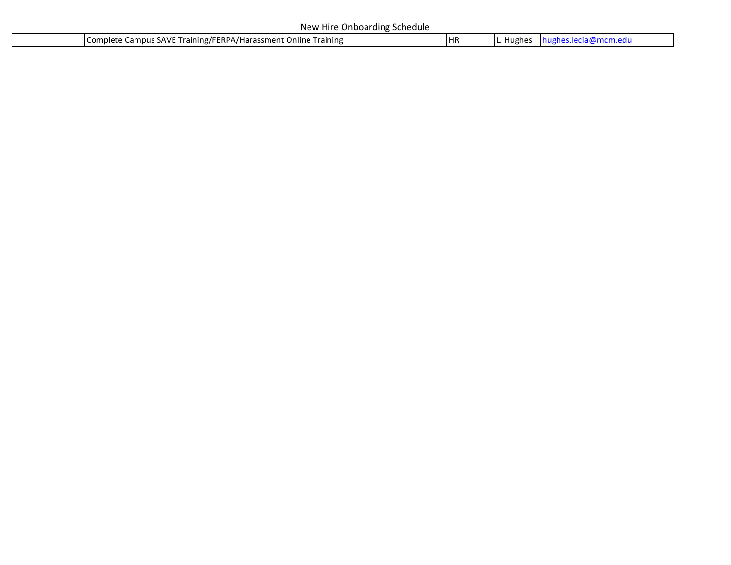New Hire Onboarding Schedule

| | | | | |
|---|---|---|---|---|
| | Complete Campus SAVE Training/FERPA/Harassment Online Training | HR | L. Hughes | hughes.lecia@mcm.edu |